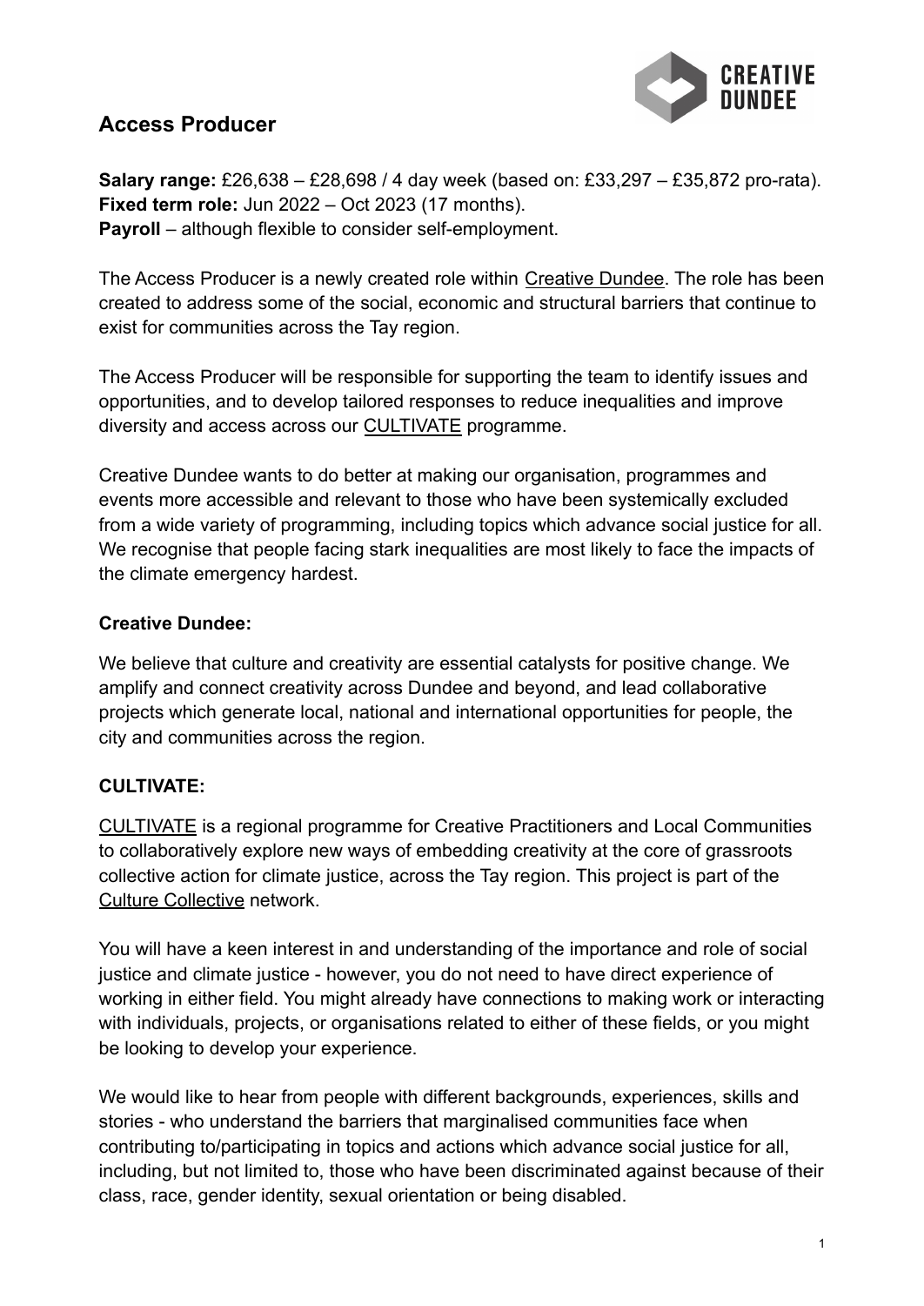# Access Producer

**Salary range:** £26,638 – £28,698 / 4 day week (based on: £33,297 – £35,872 pro-rata).
**Fixed term role:** Jun 2022 – Oct 2023 (17 months).
**Payroll** – although flexible to consider self-employment.

The Access Producer is a newly created role within Creative Dundee. The role has been created to address some of the social, economic and structural barriers that continue to exist for communities across the Tay region.

The Access Producer will be responsible for supporting the team to identify issues and opportunities, and to develop tailored responses to reduce inequalities and improve diversity and access across our CULTIVATE programme.

Creative Dundee wants to do better at making our organisation, programmes and events more accessible and relevant to those who have been systemically excluded from a wide variety of programming, including topics which advance social justice for all. We recognise that people facing stark inequalities are most likely to face the impacts of the climate emergency hardest.

**Creative Dundee:**

We believe that culture and creativity are essential catalysts for positive change. We amplify and connect creativity across Dundee and beyond, and lead collaborative projects which generate local, national and international opportunities for people, the city and communities across the region.

**CULTIVATE:**

CULTIVATE is a regional programme for Creative Practitioners and Local Communities to collaboratively explore new ways of embedding creativity at the core of grassroots collective action for climate justice, across the Tay region. This project is part of the Culture Collective network.

You will have a keen interest in and understanding of the importance and role of social justice and climate justice - however, you do not need to have direct experience of working in either field. You might already have connections to making work or interacting with individuals, projects, or organisations related to either of these fields, or you might be looking to develop your experience.

We would like to hear from people with different backgrounds, experiences, skills and stories - who understand the barriers that marginalised communities face when contributing to/participating in topics and actions which advance social justice for all, including, but not limited to, those who have been discriminated against because of their class, race, gender identity, sexual orientation or being disabled.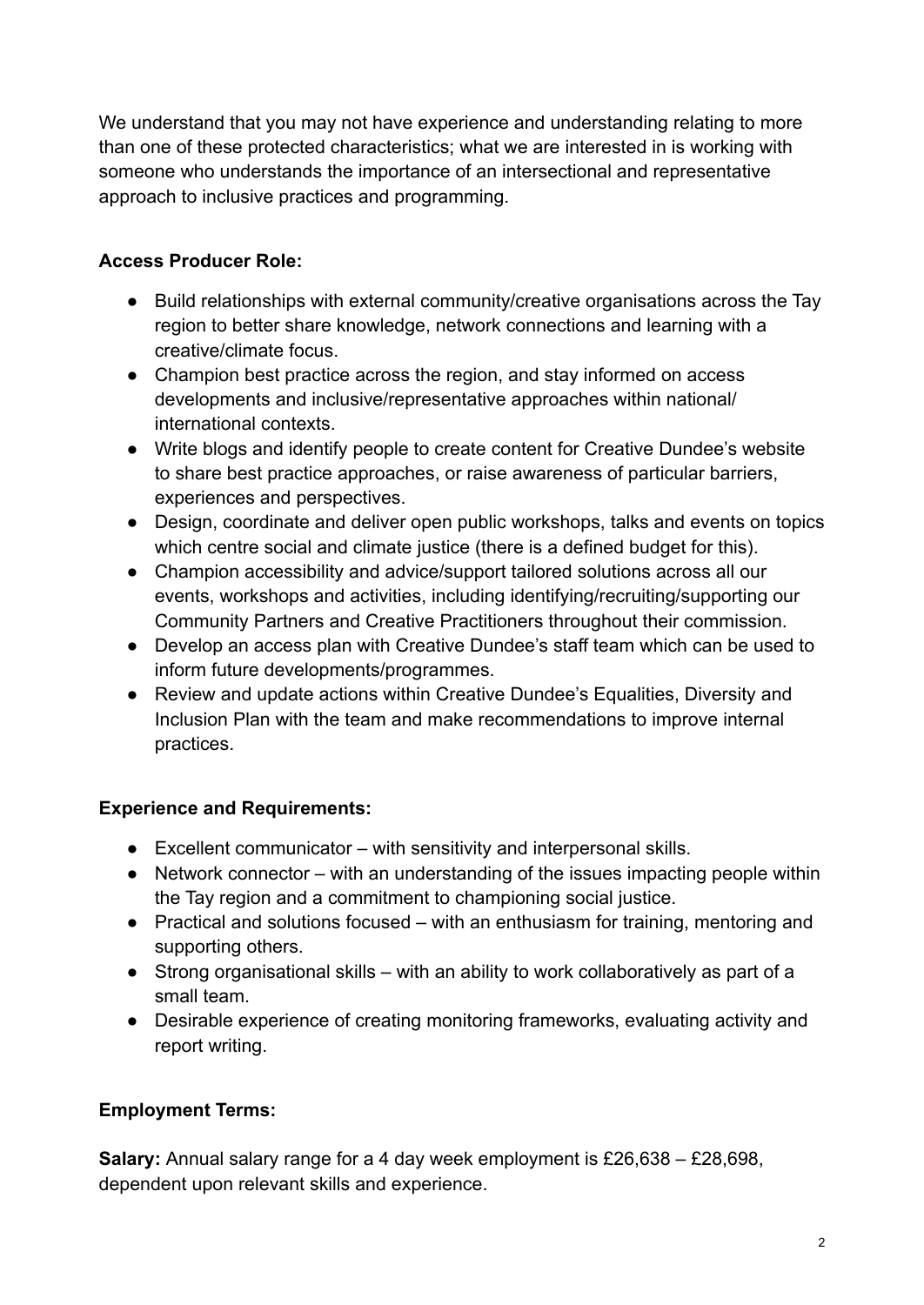We understand that you may not have experience and understanding relating to more than one of these protected characteristics; what we are interested in is working with someone who understands the importance of an intersectional and representative approach to inclusive practices and programming.

**Access Producer Role:**

- Build relationships with external community/creative organisations across the Tay region to better share knowledge, network connections and learning with a creative/climate focus.
- Champion best practice across the region, and stay informed on access developments and inclusive/representative approaches within national/ international contexts.
- Write blogs and identify people to create content for Creative Dundee's website to share best practice approaches, or raise awareness of particular barriers, experiences and perspectives.
- Design, coordinate and deliver open public workshops, talks and events on topics which centre social and climate justice (there is a defined budget for this).
- Champion accessibility and advice/support tailored solutions across all our events, workshops and activities, including identifying/recruiting/supporting our Community Partners and Creative Practitioners throughout their commission.
- Develop an access plan with Creative Dundee's staff team which can be used to inform future developments/programmes.
- Review and update actions within Creative Dundee's Equalities, Diversity and Inclusion Plan with the team and make recommendations to improve internal practices.

**Experience and Requirements:**

- Excellent communicator – with sensitivity and interpersonal skills.
- Network connector – with an understanding of the issues impacting people within the Tay region and a commitment to championing social justice.
- Practical and solutions focused – with an enthusiasm for training, mentoring and supporting others.
- Strong organisational skills – with an ability to work collaboratively as part of a small team.
- Desirable experience of creating monitoring frameworks, evaluating activity and report writing.

**Employment Terms:**

**Salary:** Annual salary range for a 4 day week employment is £26,638 – £28,698, dependent upon relevant skills and experience.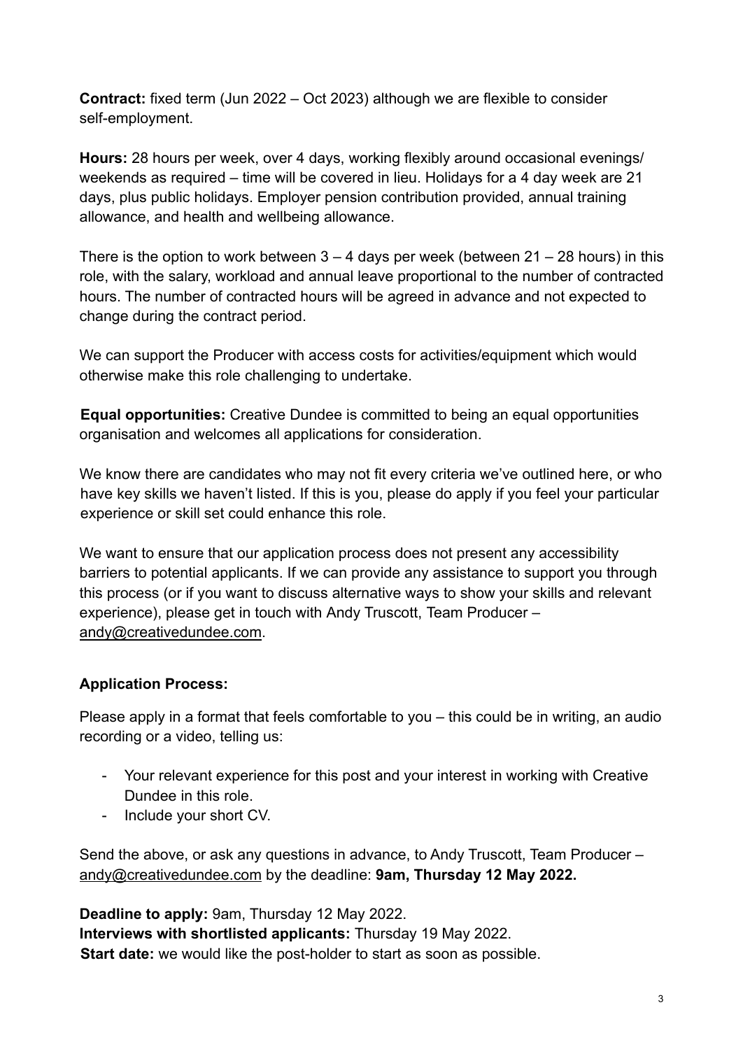**Contract:** fixed term (Jun 2022 – Oct 2023) although we are flexible to consider self-employment.

**Hours:** 28 hours per week, over 4 days, working flexibly around occasional evenings/ weekends as required – time will be covered in lieu. Holidays for a 4 day week are 21 days, plus public holidays. Employer pension contribution provided, annual training allowance, and health and wellbeing allowance.

There is the option to work between 3 – 4 days per week (between 21 – 28 hours) in this role, with the salary, workload and annual leave proportional to the number of contracted hours. The number of contracted hours will be agreed in advance and not expected to change during the contract period.

We can support the Producer with access costs for activities/equipment which would otherwise make this role challenging to undertake.

**Equal opportunities:** Creative Dundee is committed to being an equal opportunities organisation and welcomes all applications for consideration.

We know there are candidates who may not fit every criteria we've outlined here, or who have key skills we haven't listed. If this is you, please do apply if you feel your particular experience or skill set could enhance this role.

We want to ensure that our application process does not present any accessibility barriers to potential applicants. If we can provide any assistance to support you through this process (or if you want to discuss alternative ways to show your skills and relevant experience), please get in touch with Andy Truscott, Team Producer – andy@creativedundee.com.

**Application Process:**

Please apply in a format that feels comfortable to you – this could be in writing, an audio recording or a video, telling us:

- Your relevant experience for this post and your interest in working with Creative Dundee in this role.
- Include your short CV.

Send the above, or ask any questions in advance, to Andy Truscott, Team Producer – andy@creativedundee.com by the deadline: **9am, Thursday 12 May 2022.**

**Deadline to apply:** 9am, Thursday 12 May 2022.
**Interviews with shortlisted applicants:** Thursday 19 May 2022.
**Start date:** we would like the post-holder to start as soon as possible.